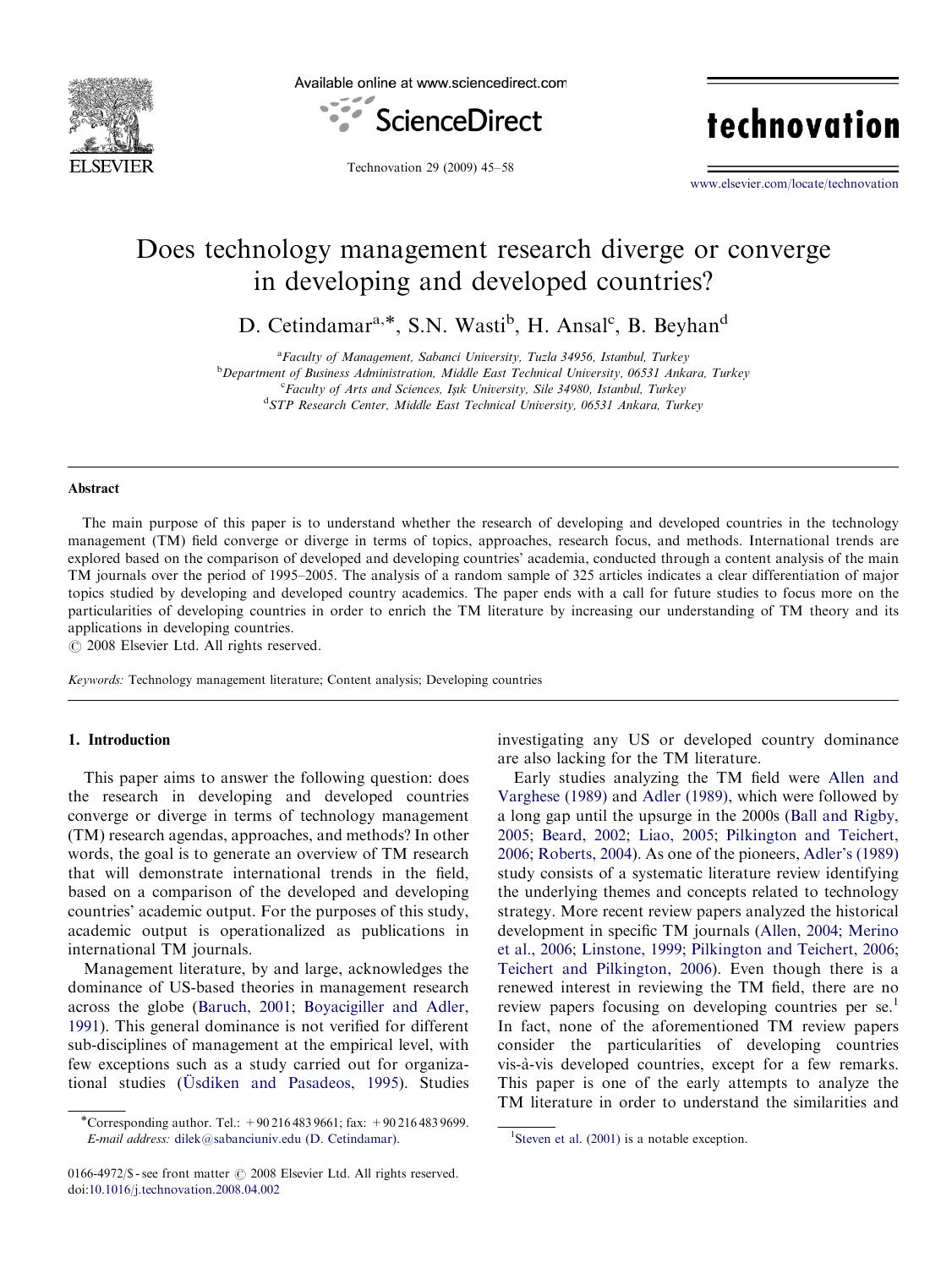# Does technology management research diverge or converge in developing and developed countries?

D. Cetindamar[a,*], S.N. Wasti[b], H. Ansal[c], B. Beyhan[d]

[a] Faculty of Management, Sabanci University, Tuzla 34956, Istanbul, Turkey
[b] Department of Business Administration, Middle East Technical University, 06531 Ankara, Turkey
[c] Faculty of Arts and Sciences, Işık University, Sile 34980, Istanbul, Turkey
[d] STP Research Center, Middle East Technical University, 06531 Ankara, Turkey

## Abstract

The main purpose of this paper is to understand whether the research of developing and developed countries in the technology management (TM) field converge or diverge in terms of topics, approaches, research focus, and methods. International trends are explored based on the comparison of developed and developing countries' academia, conducted through a content analysis of the main TM journals over the period of 1995–2005. The analysis of a random sample of 325 articles indicates a clear differentiation of major topics studied by developing and developed country academics. The paper ends with a call for future studies to focus more on the particularities of developing countries in order to enrich the TM literature by increasing our understanding of TM theory and its applications in developing countries.

© 2008 Elsevier Ltd. All rights reserved.

*Keywords:* Technology management literature; Content analysis; Developing countries

## 1. Introduction

This paper aims to answer the following question: does the research in developing and developed countries converge or diverge in terms of technology management (TM) research agendas, approaches, and methods? In other words, the goal is to generate an overview of TM research that will demonstrate international trends in the field, based on a comparison of the developed and developing countries' academic output. For the purposes of this study, academic output is operationalized as publications in international TM journals.

Management literature, by and large, acknowledges the dominance of US-based theories in management research across the globe (Baruch, 2001; Boyacigiller and Adler, 1991). This general dominance is not verified for different sub-disciplines of management at the empirical level, with few exceptions such as a study carried out for organizational studies (Üsdiken and Pasadeos, 1995). Studies investigating any US or developed country dominance are also lacking for the TM literature.

Early studies analyzing the TM field were Allen and Varghese (1989) and Adler (1989), which were followed by a long gap until the upsurge in the 2000s (Ball and Rigby, 2005; Beard, 2002; Liao, 2005; Pilkington and Teichert, 2006; Roberts, 2004). As one of the pioneers, Adler's (1989) study consists of a systematic literature review identifying the underlying themes and concepts related to technology strategy. More recent review papers analyzed the historical development in specific TM journals (Allen, 2004; Merino et al., 2006; Linstone, 1999; Pilkington and Teichert, 2006; Teichert and Pilkington, 2006). Even though there is a renewed interest in reviewing the TM field, there are no review papers focusing on developing countries per se.[1] In fact, none of the aforementioned TM review papers consider the particularities of developing countries vis-à-vis developed countries, except for a few remarks. This paper is one of the early attempts to analyze the TM literature in order to understand the similarities and

---

*Corresponding author. Tel.: +90 216 483 9661; fax: +90 216 483 9699. *E-mail address:* dilek@sabanciuniv.edu (D. Cetindamar).

[1] Steven et al. (2001) is a notable exception.

0166-4972/$ - see front matter © 2008 Elsevier Ltd. All rights reserved.
doi:10.1016/j.technovation.2008.04.002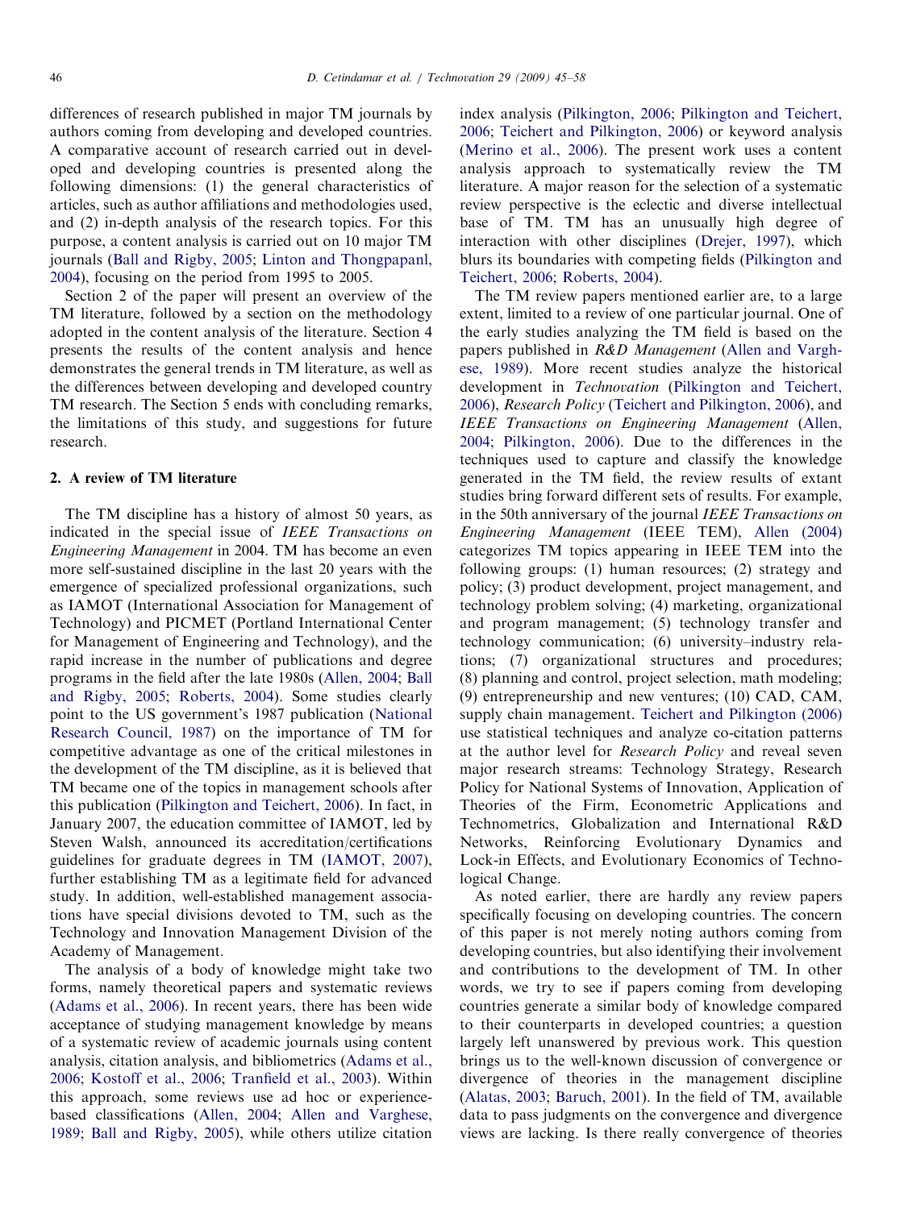differences of research published in major TM journals by authors coming from developing and developed countries. A comparative account of research carried out in developed and developing countries is presented along the following dimensions: (1) the general characteristics of articles, such as author affiliations and methodologies used, and (2) in-depth analysis of the research topics. For this purpose, a content analysis is carried out on 10 major TM journals (Ball and Rigby, 2005; Linton and Thongpapanl, 2004), focusing on the period from 1995 to 2005.

Section 2 of the paper will present an overview of the TM literature, followed by a section on the methodology adopted in the content analysis of the literature. Section 4 presents the results of the content analysis and hence demonstrates the general trends in TM literature, as well as the differences between developing and developed country TM research. The Section 5 ends with concluding remarks, the limitations of this study, and suggestions for future research.

## 2. A review of TM literature

The TM discipline has a history of almost 50 years, as indicated in the special issue of *IEEE Transactions on Engineering Management* in 2004. TM has become an even more self-sustained discipline in the last 20 years with the emergence of specialized professional organizations, such as IAMOT (International Association for Management of Technology) and PICMET (Portland International Center for Management of Engineering and Technology), and the rapid increase in the number of publications and degree programs in the field after the late 1980s (Allen, 2004; Ball and Rigby, 2005; Roberts, 2004). Some studies clearly point to the US government's 1987 publication (National Research Council, 1987) on the importance of TM for competitive advantage as one of the critical milestones in the development of the TM discipline, as it is believed that TM became one of the topics in management schools after this publication (Pilkington and Teichert, 2006). In fact, in January 2007, the education committee of IAMOT, led by Steven Walsh, announced its accreditation/certifications guidelines for graduate degrees in TM (IAMOT, 2007), further establishing TM as a legitimate field for advanced study. In addition, well-established management associations have special divisions devoted to TM, such as the Technology and Innovation Management Division of the Academy of Management.

The analysis of a body of knowledge might take two forms, namely theoretical papers and systematic reviews (Adams et al., 2006). In recent years, there has been wide acceptance of studying management knowledge by means of a systematic review of academic journals using content analysis, citation analysis, and bibliometrics (Adams et al., 2006; Kostoff et al., 2006; Tranfield et al., 2003). Within this approach, some reviews use ad hoc or experience-based classifications (Allen, 2004; Allen and Varghese, 1989; Ball and Rigby, 2005), while others utilize citation index analysis (Pilkington, 2006; Pilkington and Teichert, 2006; Teichert and Pilkington, 2006) or keyword analysis (Merino et al., 2006). The present work uses a content analysis approach to systematically review the TM literature. A major reason for the selection of a systematic review perspective is the eclectic and diverse intellectual base of TM. TM has an unusually high degree of interaction with other disciplines (Drejer, 1997), which blurs its boundaries with competing fields (Pilkington and Teichert, 2006; Roberts, 2004).

The TM review papers mentioned earlier are, to a large extent, limited to a review of one particular journal. One of the early studies analyzing the TM field is based on the papers published in *R&D Management* (Allen and Varghese, 1989). More recent studies analyze the historical development in *Technovation* (Pilkington and Teichert, 2006), *Research Policy* (Teichert and Pilkington, 2006), and *IEEE Transactions on Engineering Management* (Allen, 2004; Pilkington, 2006). Due to the differences in the techniques used to capture and classify the knowledge generated in the TM field, the review results of extant studies bring forward different sets of results. For example, in the 50th anniversary of the journal *IEEE Transactions on Engineering Management* (IEEE TEM), Allen (2004) categorizes TM topics appearing in IEEE TEM into the following groups: (1) human resources; (2) strategy and policy; (3) product development, project management, and technology problem solving; (4) marketing, organizational and program management; (5) technology transfer and technology communication; (6) university–industry relations; (7) organizational structures and procedures; (8) planning and control, project selection, math modeling; (9) entrepreneurship and new ventures; (10) CAD, CAM, supply chain management. Teichert and Pilkington (2006) use statistical techniques and analyze co-citation patterns at the author level for *Research Policy* and reveal seven major research streams: Technology Strategy, Research Policy for National Systems of Innovation, Application of Theories of the Firm, Econometric Applications and Technometrics, Globalization and International R&D Networks, Reinforcing Evolutionary Dynamics and Lock-in Effects, and Evolutionary Economics of Technological Change.

As noted earlier, there are hardly any review papers specifically focusing on developing countries. The concern of this paper is not merely noting authors coming from developing countries, but also identifying their involvement and contributions to the development of TM. In other words, we try to see if papers coming from developing countries generate a similar body of knowledge compared to their counterparts in developed countries; a question largely left unanswered by previous work. This question brings us to the well-known discussion of convergence or divergence of theories in the management discipline (Alatas, 2003; Baruch, 2001). In the field of TM, available data to pass judgments on the convergence and divergence views are lacking. Is there really convergence of theories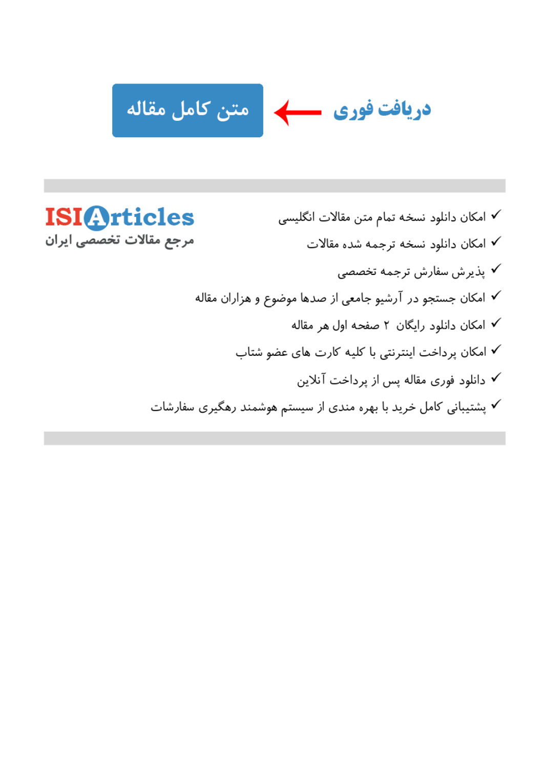دریافت فوری ← **متن کامل مقاله**

**ISIArticles**
مرجع مقالات تخصصی ایران

- ✓ امکان دانلود نسخه تمام متن مقالات انگلیسی
- ✓ امکان دانلود نسخه ترجمه شده مقالات
- ✓ پذیرش سفارش ترجمه تخصصی
- ✓ امکان جستجو در آرشیو جامعی از صدها موضوع و هزاران مقاله
- ✓ امکان دانلود رایگان ۲ صفحه اول هر مقاله
- ✓ امکان پرداخت اینترنتی با کلیه کارت های عضو شتاب
- ✓ دانلود فوری مقاله پس از پرداخت آنلاین
- ✓ پشتیبانی کامل خرید با بهره مندی از سیستم هوشمند رهگیری سفارشات